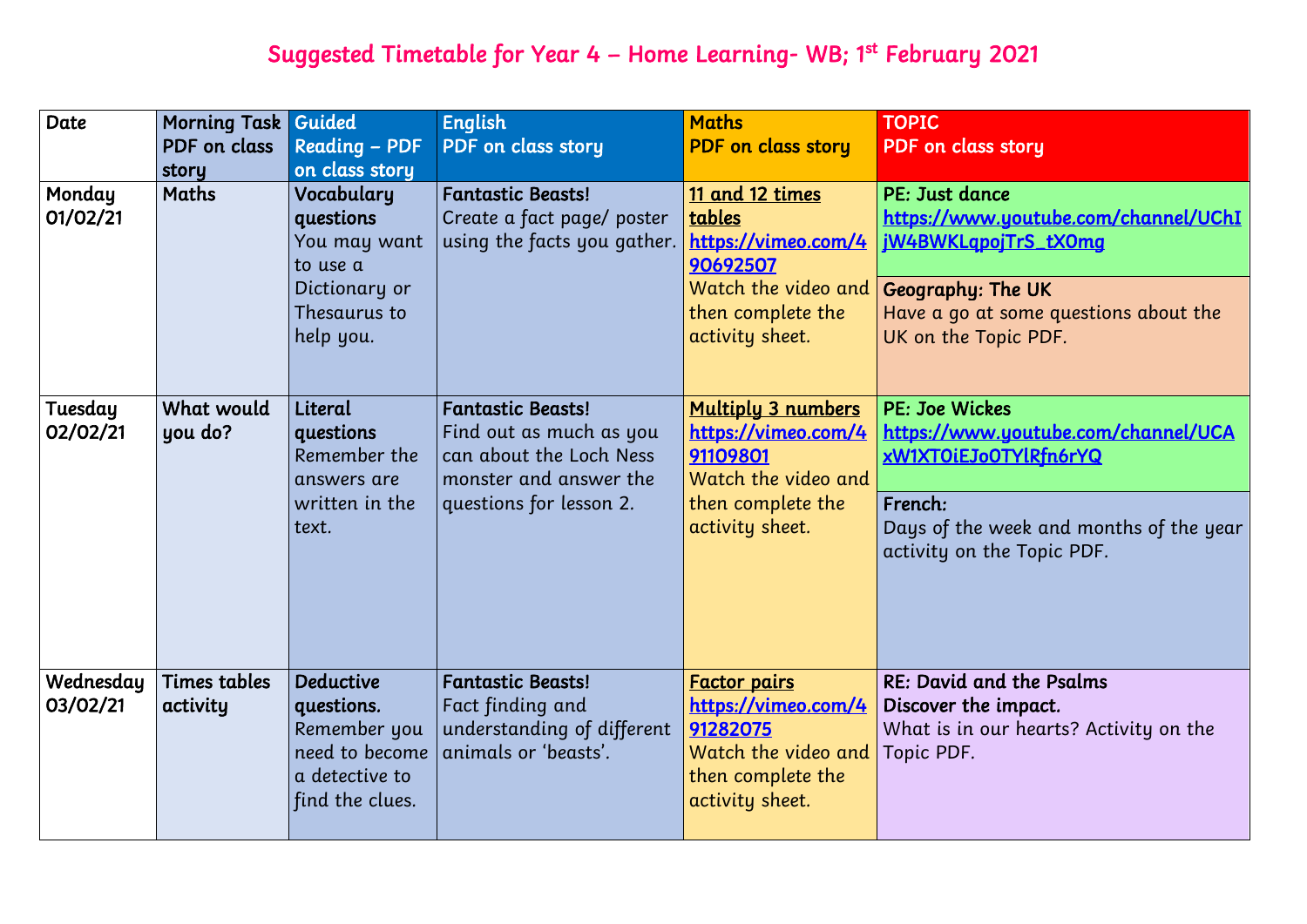# Suggested Timetable for Year 4 – Home Learning- WB; 1st February 2021

| Date | Morning Task PDF on class story | Guided Reading – PDF on class story | English PDF on class story | Maths PDF on class story | TOPIC PDF on class story |
|---|---|---|---|---|---|
| Monday 01/02/21 | Maths | **Vocabulary questions** You may want to use a Dictionary or Thesaurus to help you. | **Fantastic Beasts!** Create a fact page/ poster using the facts you gather. | **11 and 12 times tables** https://vimeo.com/490692507 Watch the video and then complete the activity sheet. | **PE: Just dance** https://www.youtube.com/channel/UChIjW4BWKLqpojTrS_tX0mg<br>**Geography: The UK** Have a go at some questions about the UK on the Topic PDF. |
| Tuesday 02/02/21 | What would you do? | **Literal questions** Remember the answers are written in the text. | **Fantastic Beasts!** Find out as much as you can about the Loch Ness monster and answer the questions for lesson 2. | **Multiply 3 numbers** https://vimeo.com/491109801 Watch the video and then complete the activity sheet. | **PE: Joe Wickes** https://www.youtube.com/channel/UCAxW1XT0iEJo0TYlRfn6rYQ<br>**French:** Days of the week and months of the year activity on the Topic PDF. |
| Wednesday 03/02/21 | Times tables activity | **Deductive questions.** Remember you need to become a detective to find the clues. | **Fantastic Beasts!** Fact finding and understanding of different animals or 'beasts'. | **Factor pairs** https://vimeo.com/491282075 Watch the video and then complete the activity sheet. | **RE: David and the Psalms** **Discover the impact.** What is in our hearts? Activity on the Topic PDF. |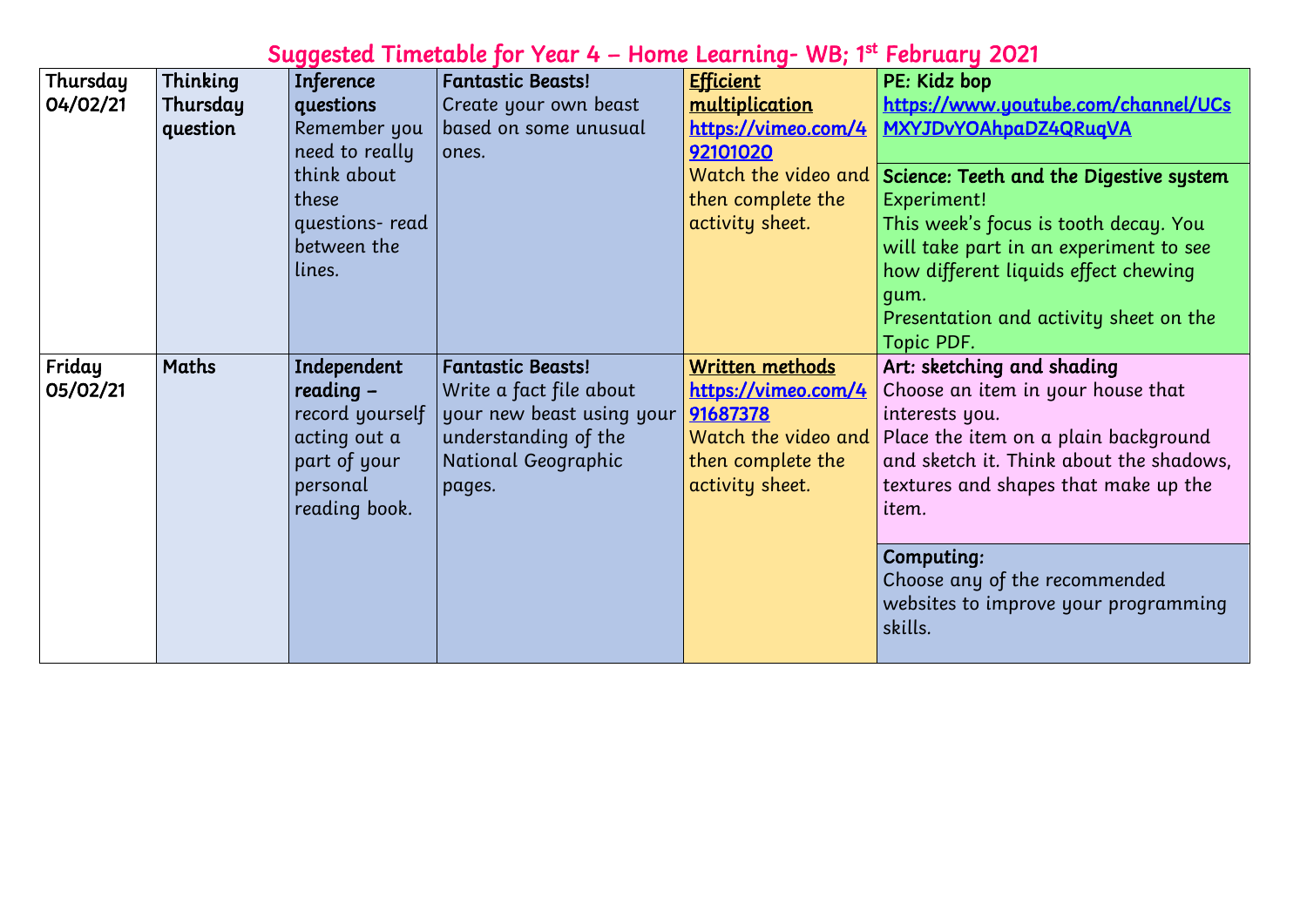# Suggested Timetable for Year 4 – Home Learning- WB; 1st February 2021

| | | | | | |
|---|---|---|---|---|---|
| Thursday 04/02/21 | **Thinking Thursday question** | **Inference questions** Remember you need to really think about these questions- read between the lines. | **Fantastic Beasts!** Create your own beast based on some unusual ones. | **Efficient multiplication** https://vimeo.com/492101020 Watch the video and then complete the activity sheet. | **PE: Kidz bop** https://www.youtube.com/channel/UCsMXYJDvYOAhpaDZ4QRuqVA <br><br> **Science: Teeth and the Digestive system** Experiment! This week's focus is tooth decay. You will take part in an experiment to see how different liquids effect chewing gum. Presentation and activity sheet on the Topic PDF. |
| Friday 05/02/21 | **Maths** | **Independent reading –** record yourself acting out a part of your personal reading book. | **Fantastic Beasts!** Write a fact file about your new beast using your understanding of the National Geographic pages. | **Written methods** https://vimeo.com/491687378 Watch the video and then complete the activity sheet. | **Art: sketching and shading** Choose an item in your house that interests you. Place the item on a plain background and sketch it. Think about the shadows, textures and shapes that make up the item. <br><br> **Computing:** Choose any of the recommended websites to improve your programming skills. |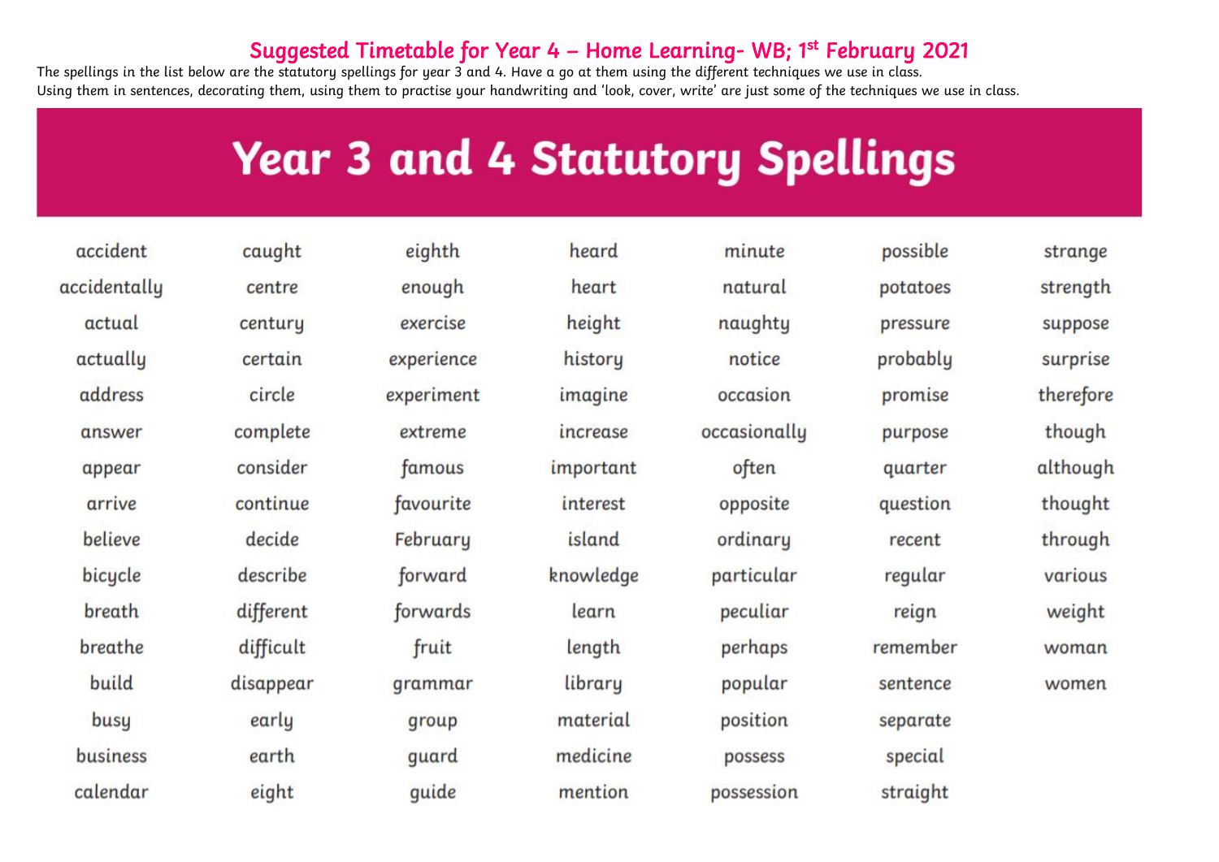# Suggested Timetable for Year 4 – Home Learning- WB; 1st February 2021

The spellings in the list below are the statutory spellings for year 3 and 4. Have a go at them using the different techniques we use in class.
Using them in sentences, decorating them, using them to practise your handwriting and 'look, cover, write' are just some of the techniques we use in class.

## Year 3 and 4 Statutory Spellings

| | | | | | | |
|---|---|---|---|---|---|---|
| accident | caught | eighth | heard | minute | possible | strange |
| accidentally | centre | enough | heart | natural | potatoes | strength |
| actual | century | exercise | height | naughty | pressure | suppose |
| actually | certain | experience | history | notice | probably | surprise |
| address | circle | experiment | imagine | occasion | promise | therefore |
| answer | complete | extreme | increase | occasionally | purpose | though |
| appear | consider | famous | important | often | quarter | although |
| arrive | continue | favourite | interest | opposite | question | thought |
| believe | decide | February | island | ordinary | recent | through |
| bicycle | describe | forward | knowledge | particular | regular | various |
| breath | different | forwards | learn | peculiar | reign | weight |
| breathe | difficult | fruit | length | perhaps | remember | woman |
| build | disappear | grammar | library | popular | sentence | women |
| busy | early | group | material | position | separate | |
| business | earth | guard | medicine | possess | special | |
| calendar | eight | guide | mention | possession | straight | |